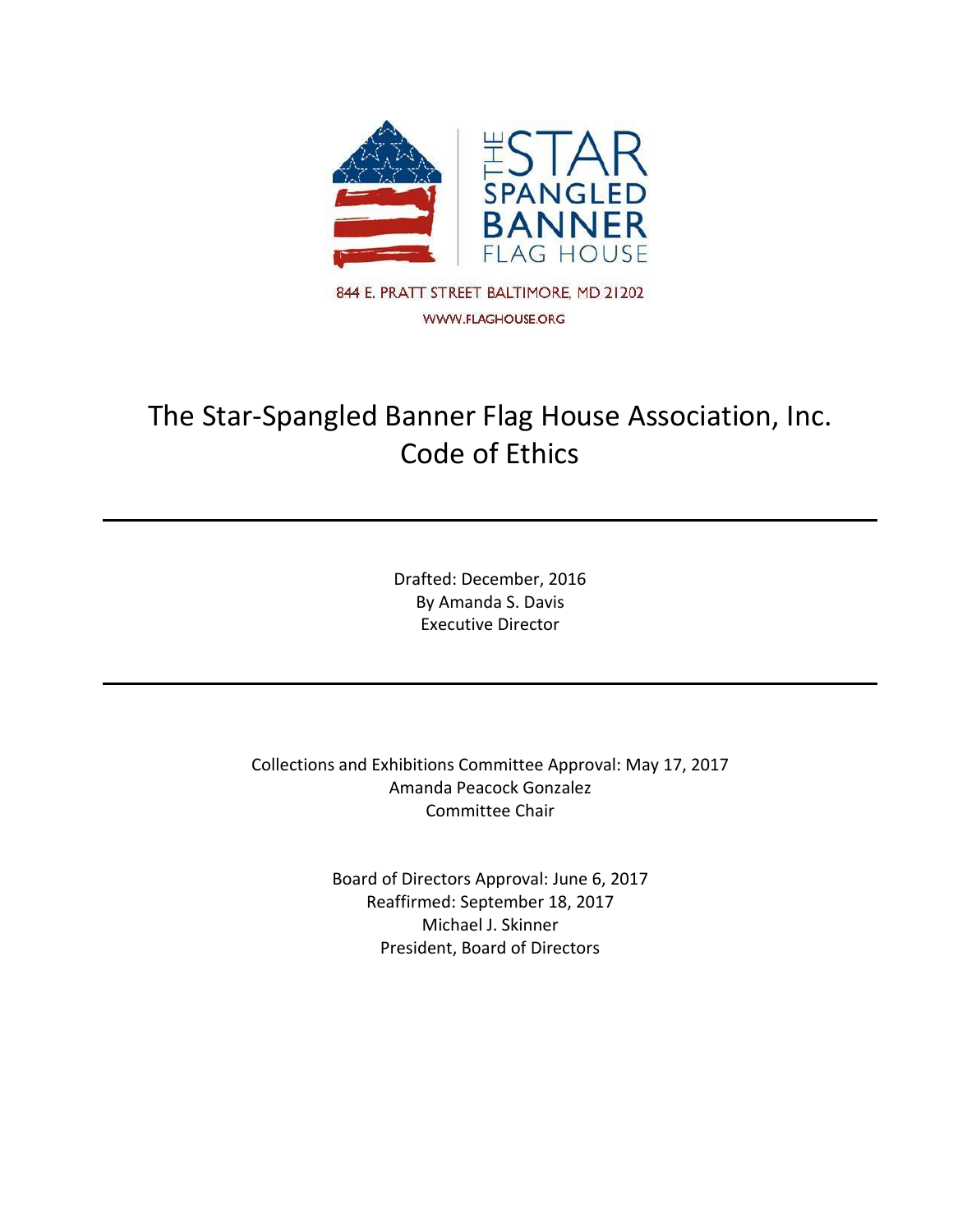THE STAR SPANGLED BANNER FLAG HOUSE

844 E. PRATT STREET BALTIMORE, MD 21202

WWW.FLAGHOUSE.ORG

# The Star-Spangled Banner Flag House Association, Inc. Code of Ethics

---

Drafted: December, 2016
By Amanda S. Davis
Executive Director

---

Collections and Exhibitions Committee Approval: May 17, 2017
Amanda Peacock Gonzalez
Committee Chair

Board of Directors Approval: June 6, 2017
Reaffirmed: September 18, 2017
Michael J. Skinner
President, Board of Directors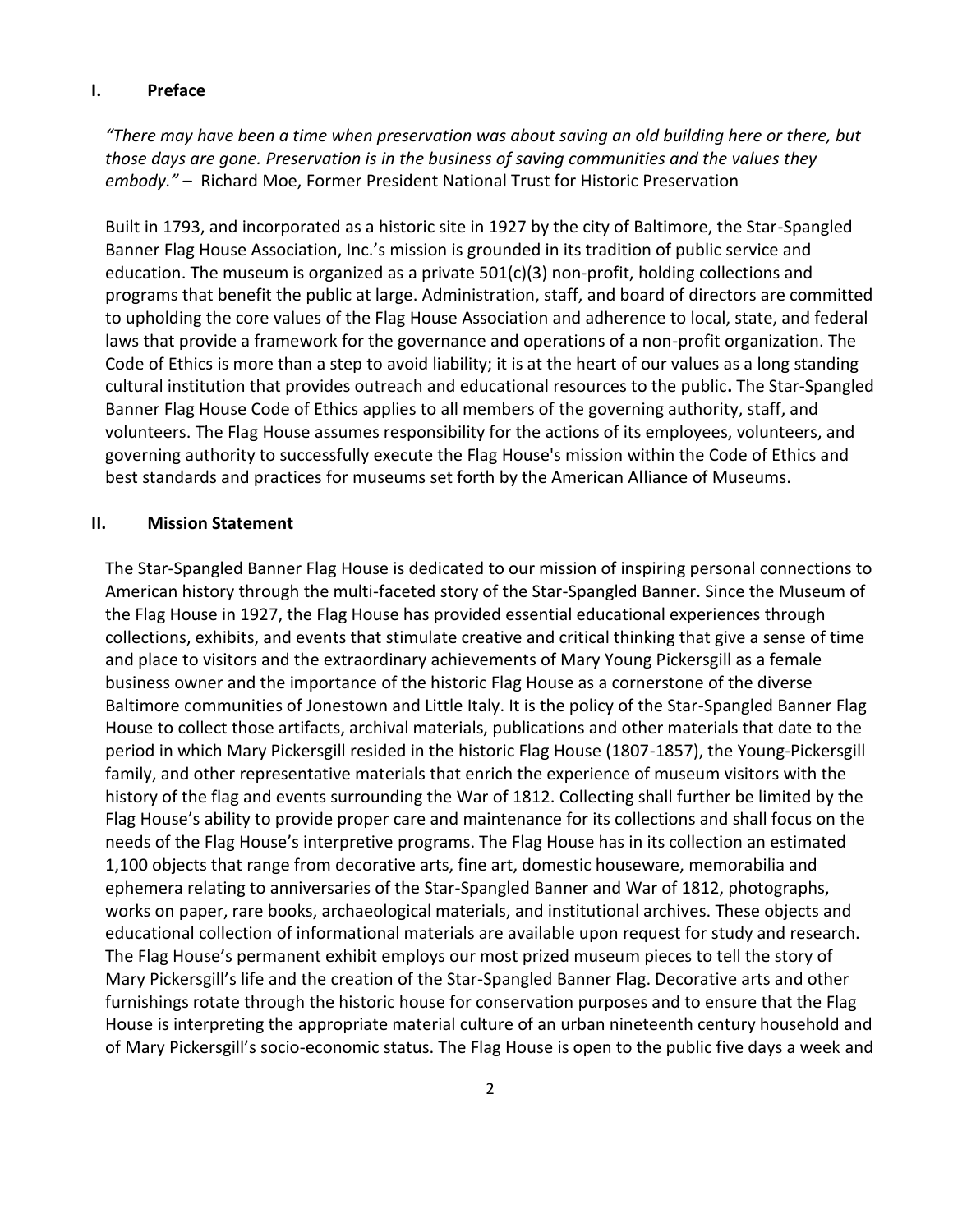## I. Preface

*"There may have been a time when preservation was about saving an old building here or there, but those days are gone. Preservation is in the business of saving communities and the values they embody."* – Richard Moe, Former President National Trust for Historic Preservation

Built in 1793, and incorporated as a historic site in 1927 by the city of Baltimore, the Star-Spangled Banner Flag House Association, Inc.'s mission is grounded in its tradition of public service and education. The museum is organized as a private 501(c)(3) non-profit, holding collections and programs that benefit the public at large. Administration, staff, and board of directors are committed to upholding the core values of the Flag House Association and adherence to local, state, and federal laws that provide a framework for the governance and operations of a non-profit organization. The Code of Ethics is more than a step to avoid liability; it is at the heart of our values as a long standing cultural institution that provides outreach and educational resources to the public**.** The Star-Spangled Banner Flag House Code of Ethics applies to all members of the governing authority, staff, and volunteers. The Flag House assumes responsibility for the actions of its employees, volunteers, and governing authority to successfully execute the Flag House's mission within the Code of Ethics and best standards and practices for museums set forth by the American Alliance of Museums.

## II. Mission Statement

The Star-Spangled Banner Flag House is dedicated to our mission of inspiring personal connections to American history through the multi-faceted story of the Star-Spangled Banner. Since the Museum of the Flag House in 1927, the Flag House has provided essential educational experiences through collections, exhibits, and events that stimulate creative and critical thinking that give a sense of time and place to visitors and the extraordinary achievements of Mary Young Pickersgill as a female business owner and the importance of the historic Flag House as a cornerstone of the diverse Baltimore communities of Jonestown and Little Italy. It is the policy of the Star-Spangled Banner Flag House to collect those artifacts, archival materials, publications and other materials that date to the period in which Mary Pickersgill resided in the historic Flag House (1807-1857), the Young-Pickersgill family, and other representative materials that enrich the experience of museum visitors with the history of the flag and events surrounding the War of 1812. Collecting shall further be limited by the Flag House's ability to provide proper care and maintenance for its collections and shall focus on the needs of the Flag House's interpretive programs. The Flag House has in its collection an estimated 1,100 objects that range from decorative arts, fine art, domestic houseware, memorabilia and ephemera relating to anniversaries of the Star-Spangled Banner and War of 1812, photographs, works on paper, rare books, archaeological materials, and institutional archives. These objects and educational collection of informational materials are available upon request for study and research. The Flag House's permanent exhibit employs our most prized museum pieces to tell the story of Mary Pickersgill's life and the creation of the Star-Spangled Banner Flag. Decorative arts and other furnishings rotate through the historic house for conservation purposes and to ensure that the Flag House is interpreting the appropriate material culture of an urban nineteenth century household and of Mary Pickersgill's socio-economic status. The Flag House is open to the public five days a week and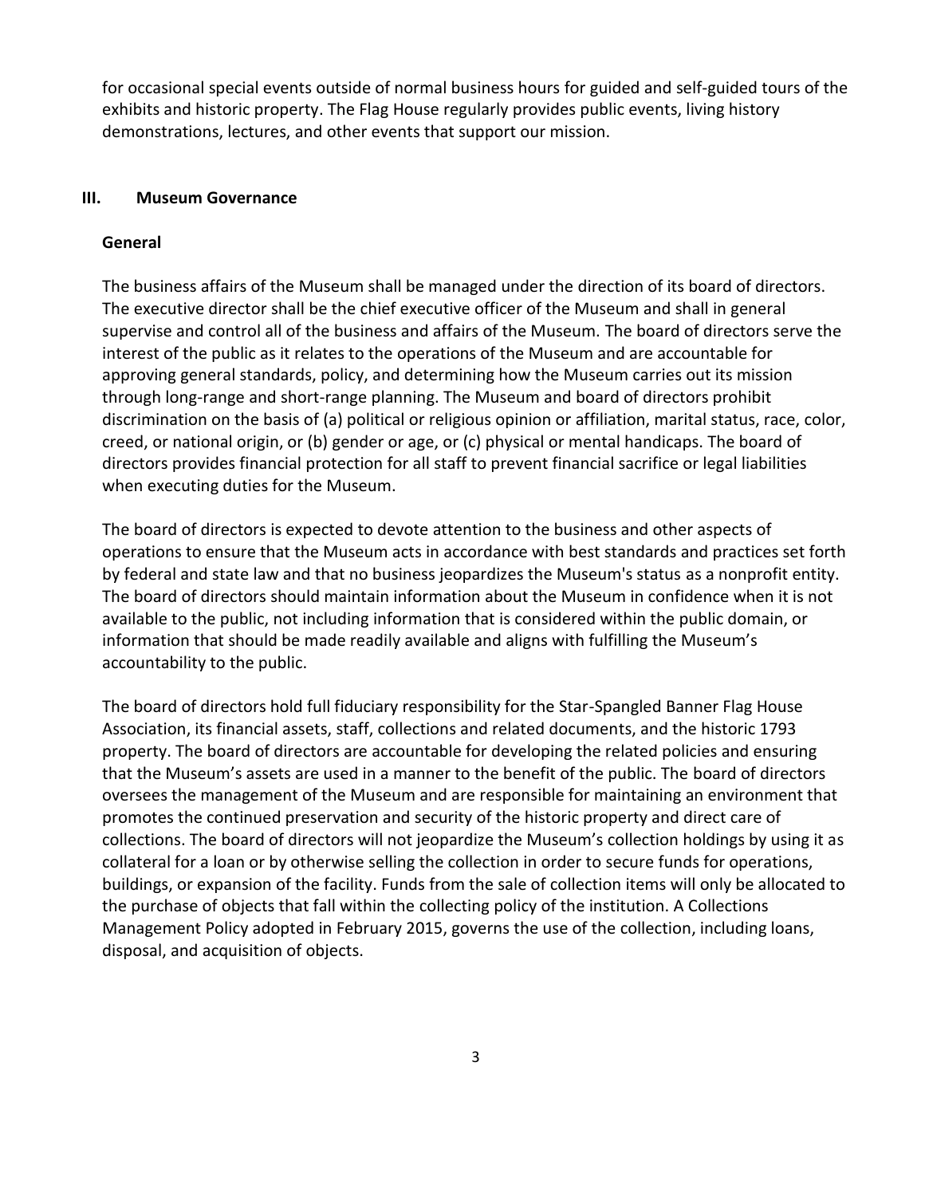for occasional special events outside of normal business hours for guided and self-guided tours of the exhibits and historic property. The Flag House regularly provides public events, living history demonstrations, lectures, and other events that support our mission.

## III. Museum Governance

### General

The business affairs of the Museum shall be managed under the direction of its board of directors. The executive director shall be the chief executive officer of the Museum and shall in general supervise and control all of the business and affairs of the Museum. The board of directors serve the interest of the public as it relates to the operations of the Museum and are accountable for approving general standards, policy, and determining how the Museum carries out its mission through long-range and short-range planning. The Museum and board of directors prohibit discrimination on the basis of (a) political or religious opinion or affiliation, marital status, race, color, creed, or national origin, or (b) gender or age, or (c) physical or mental handicaps. The board of directors provides financial protection for all staff to prevent financial sacrifice or legal liabilities when executing duties for the Museum.

The board of directors is expected to devote attention to the business and other aspects of operations to ensure that the Museum acts in accordance with best standards and practices set forth by federal and state law and that no business jeopardizes the Museum's status as a nonprofit entity. The board of directors should maintain information about the Museum in confidence when it is not available to the public, not including information that is considered within the public domain, or information that should be made readily available and aligns with fulfilling the Museum's accountability to the public.

The board of directors hold full fiduciary responsibility for the Star-Spangled Banner Flag House Association, its financial assets, staff, collections and related documents, and the historic 1793 property. The board of directors are accountable for developing the related policies and ensuring that the Museum's assets are used in a manner to the benefit of the public. The board of directors oversees the management of the Museum and are responsible for maintaining an environment that promotes the continued preservation and security of the historic property and direct care of collections. The board of directors will not jeopardize the Museum's collection holdings by using it as collateral for a loan or by otherwise selling the collection in order to secure funds for operations, buildings, or expansion of the facility. Funds from the sale of collection items will only be allocated to the purchase of objects that fall within the collecting policy of the institution. A Collections Management Policy adopted in February 2015, governs the use of the collection, including loans, disposal, and acquisition of objects.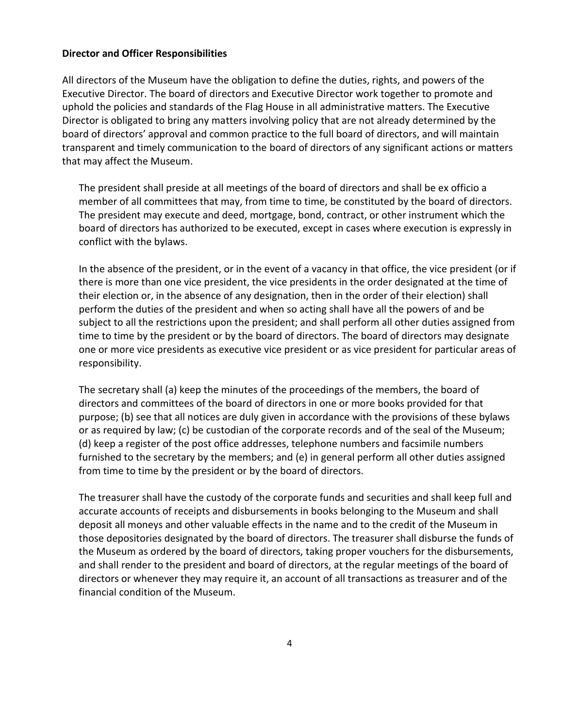**Director and Officer Responsibilities**

All directors of the Museum have the obligation to define the duties, rights, and powers of the Executive Director. The board of directors and Executive Director work together to promote and uphold the policies and standards of the Flag House in all administrative matters. The Executive Director is obligated to bring any matters involving policy that are not already determined by the board of directors' approval and common practice to the full board of directors, and will maintain transparent and timely communication to the board of directors of any significant actions or matters that may affect the Museum.

The president shall preside at all meetings of the board of directors and shall be ex officio a member of all committees that may, from time to time, be constituted by the board of directors. The president may execute and deed, mortgage, bond, contract, or other instrument which the board of directors has authorized to be executed, except in cases where execution is expressly in conflict with the bylaws.

In the absence of the president, or in the event of a vacancy in that office, the vice president (or if there is more than one vice president, the vice presidents in the order designated at the time of their election or, in the absence of any designation, then in the order of their election) shall perform the duties of the president and when so acting shall have all the powers of and be subject to all the restrictions upon the president; and shall perform all other duties assigned from time to time by the president or by the board of directors. The board of directors may designate one or more vice presidents as executive vice president or as vice president for particular areas of responsibility.

The secretary shall (a) keep the minutes of the proceedings of the members, the board of directors and committees of the board of directors in one or more books provided for that purpose; (b) see that all notices are duly given in accordance with the provisions of these bylaws or as required by law; (c) be custodian of the corporate records and of the seal of the Museum; (d) keep a register of the post office addresses, telephone numbers and facsimile numbers furnished to the secretary by the members; and (e) in general perform all other duties assigned from time to time by the president or by the board of directors.

The treasurer shall have the custody of the corporate funds and securities and shall keep full and accurate accounts of receipts and disbursements in books belonging to the Museum and shall deposit all moneys and other valuable effects in the name and to the credit of the Museum in those depositories designated by the board of directors. The treasurer shall disburse the funds of the Museum as ordered by the board of directors, taking proper vouchers for the disbursements, and shall render to the president and board of directors, at the regular meetings of the board of directors or whenever they may require it, an account of all transactions as treasurer and of the financial condition of the Museum.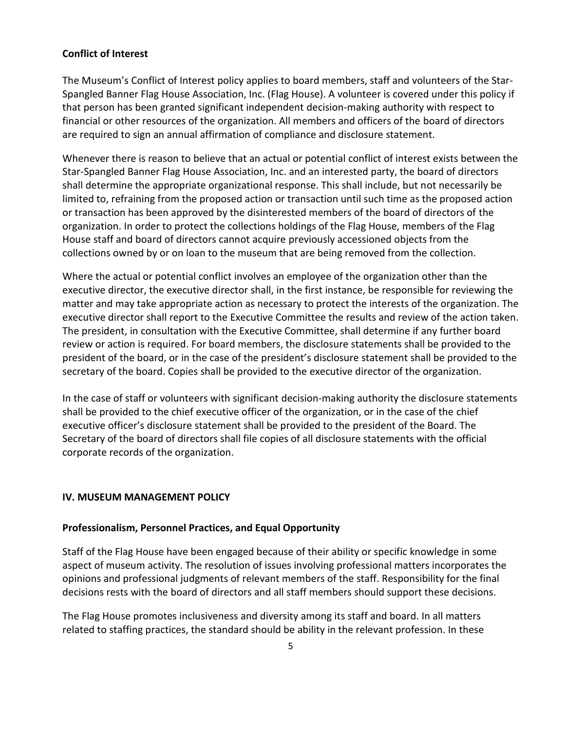**Conflict of Interest**

The Museum's Conflict of Interest policy applies to board members, staff and volunteers of the Star-Spangled Banner Flag House Association, Inc. (Flag House). A volunteer is covered under this policy if that person has been granted significant independent decision-making authority with respect to financial or other resources of the organization. All members and officers of the board of directors are required to sign an annual affirmation of compliance and disclosure statement.

Whenever there is reason to believe that an actual or potential conflict of interest exists between the Star-Spangled Banner Flag House Association, Inc. and an interested party, the board of directors shall determine the appropriate organizational response. This shall include, but not necessarily be limited to, refraining from the proposed action or transaction until such time as the proposed action or transaction has been approved by the disinterested members of the board of directors of the organization. In order to protect the collections holdings of the Flag House, members of the Flag House staff and board of directors cannot acquire previously accessioned objects from the collections owned by or on loan to the museum that are being removed from the collection.

Where the actual or potential conflict involves an employee of the organization other than the executive director, the executive director shall, in the first instance, be responsible for reviewing the matter and may take appropriate action as necessary to protect the interests of the organization. The executive director shall report to the Executive Committee the results and review of the action taken. The president, in consultation with the Executive Committee, shall determine if any further board review or action is required. For board members, the disclosure statements shall be provided to the president of the board, or in the case of the president's disclosure statement shall be provided to the secretary of the board. Copies shall be provided to the executive director of the organization.

In the case of staff or volunteers with significant decision-making authority the disclosure statements shall be provided to the chief executive officer of the organization, or in the case of the chief executive officer's disclosure statement shall be provided to the president of the Board. The Secretary of the board of directors shall file copies of all disclosure statements with the official corporate records of the organization.

## IV. MUSEUM MANAGEMENT POLICY

**Professionalism, Personnel Practices, and Equal Opportunity**

Staff of the Flag House have been engaged because of their ability or specific knowledge in some aspect of museum activity. The resolution of issues involving professional matters incorporates the opinions and professional judgments of relevant members of the staff. Responsibility for the final decisions rests with the board of directors and all staff members should support these decisions.

The Flag House promotes inclusiveness and diversity among its staff and board. In all matters related to staffing practices, the standard should be ability in the relevant profession. In these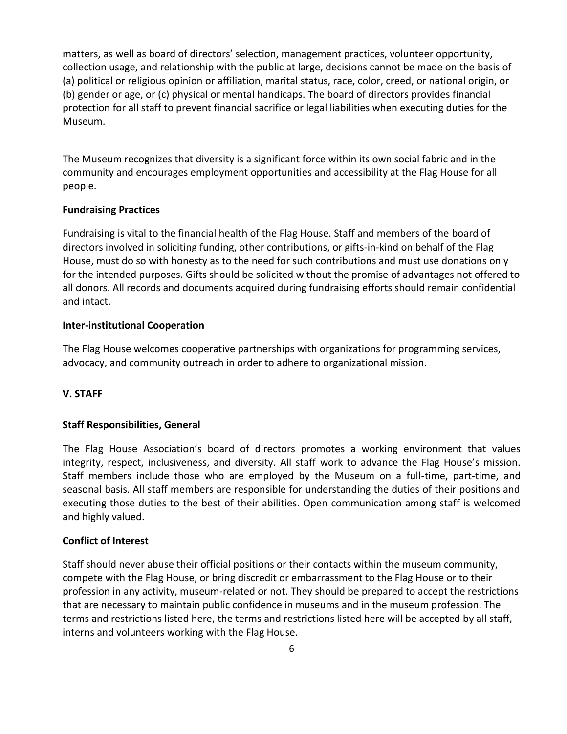matters, as well as board of directors' selection, management practices, volunteer opportunity, collection usage, and relationship with the public at large, decisions cannot be made on the basis of (a) political or religious opinion or affiliation, marital status, race, color, creed, or national origin, or (b) gender or age, or (c) physical or mental handicaps. The board of directors provides financial protection for all staff to prevent financial sacrifice or legal liabilities when executing duties for the Museum.

The Museum recognizes that diversity is a significant force within its own social fabric and in the community and encourages employment opportunities and accessibility at the Flag House for all people.

**Fundraising Practices**

Fundraising is vital to the financial health of the Flag House. Staff and members of the board of directors involved in soliciting funding, other contributions, or gifts-in-kind on behalf of the Flag House, must do so with honesty as to the need for such contributions and must use donations only for the intended purposes. Gifts should be solicited without the promise of advantages not offered to all donors. All records and documents acquired during fundraising efforts should remain confidential and intact.

**Inter-institutional Cooperation**

The Flag House welcomes cooperative partnerships with organizations for programming services, advocacy, and community outreach in order to adhere to organizational mission.

## V. STAFF

**Staff Responsibilities, General**

The Flag House Association's board of directors promotes a working environment that values integrity, respect, inclusiveness, and diversity. All staff work to advance the Flag House's mission. Staff members include those who are employed by the Museum on a full-time, part-time, and seasonal basis. All staff members are responsible for understanding the duties of their positions and executing those duties to the best of their abilities. Open communication among staff is welcomed and highly valued.

**Conflict of Interest**

Staff should never abuse their official positions or their contacts within the museum community, compete with the Flag House, or bring discredit or embarrassment to the Flag House or to their profession in any activity, museum-related or not. They should be prepared to accept the restrictions that are necessary to maintain public confidence in museums and in the museum profession. The terms and restrictions listed here, the terms and restrictions listed here will be accepted by all staff, interns and volunteers working with the Flag House.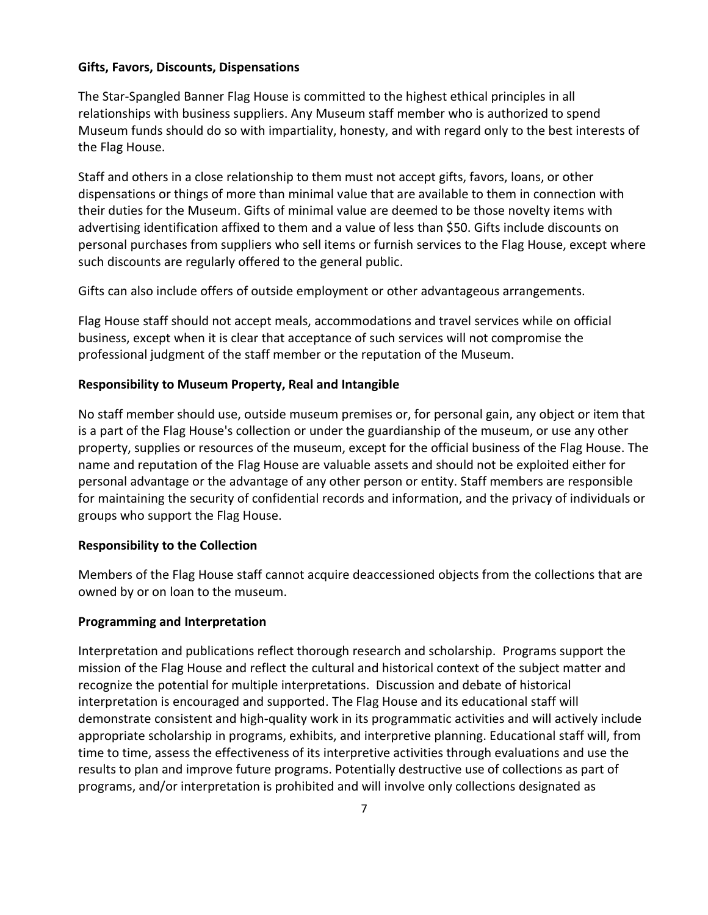**Gifts, Favors, Discounts, Dispensations**

The Star-Spangled Banner Flag House is committed to the highest ethical principles in all relationships with business suppliers. Any Museum staff member who is authorized to spend Museum funds should do so with impartiality, honesty, and with regard only to the best interests of the Flag House.

Staff and others in a close relationship to them must not accept gifts, favors, loans, or other dispensations or things of more than minimal value that are available to them in connection with their duties for the Museum. Gifts of minimal value are deemed to be those novelty items with advertising identification affixed to them and a value of less than $50. Gifts include discounts on personal purchases from suppliers who sell items or furnish services to the Flag House, except where such discounts are regularly offered to the general public.

Gifts can also include offers of outside employment or other advantageous arrangements.

Flag House staff should not accept meals, accommodations and travel services while on official business, except when it is clear that acceptance of such services will not compromise the professional judgment of the staff member or the reputation of the Museum.

**Responsibility to Museum Property, Real and Intangible**

No staff member should use, outside museum premises or, for personal gain, any object or item that is a part of the Flag House's collection or under the guardianship of the museum, or use any other property, supplies or resources of the museum, except for the official business of the Flag House. The name and reputation of the Flag House are valuable assets and should not be exploited either for personal advantage or the advantage of any other person or entity. Staff members are responsible for maintaining the security of confidential records and information, and the privacy of individuals or groups who support the Flag House.

**Responsibility to the Collection**

Members of the Flag House staff cannot acquire deaccessioned objects from the collections that are owned by or on loan to the museum.

**Programming and Interpretation**

Interpretation and publications reflect thorough research and scholarship. Programs support the mission of the Flag House and reflect the cultural and historical context of the subject matter and recognize the potential for multiple interpretations. Discussion and debate of historical interpretation is encouraged and supported. The Flag House and its educational staff will demonstrate consistent and high-quality work in its programmatic activities and will actively include appropriate scholarship in programs, exhibits, and interpretive planning. Educational staff will, from time to time, assess the effectiveness of its interpretive activities through evaluations and use the results to plan and improve future programs. Potentially destructive use of collections as part of programs, and/or interpretation is prohibited and will involve only collections designated as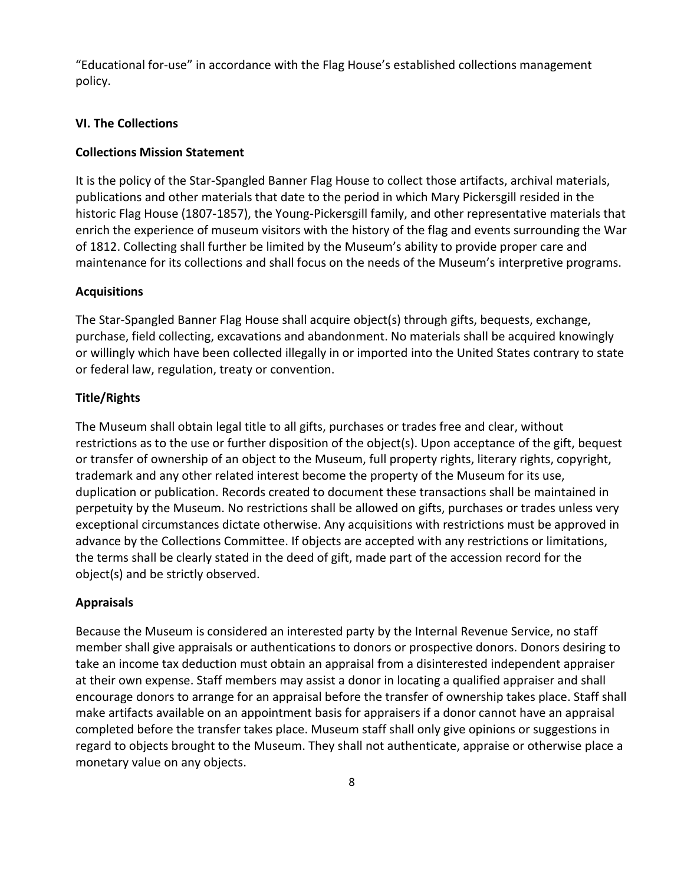"Educational for-use" in accordance with the Flag House's established collections management policy.

## VI. The Collections

### Collections Mission Statement

It is the policy of the Star-Spangled Banner Flag House to collect those artifacts, archival materials, publications and other materials that date to the period in which Mary Pickersgill resided in the historic Flag House (1807-1857), the Young-Pickersgill family, and other representative materials that enrich the experience of museum visitors with the history of the flag and events surrounding the War of 1812. Collecting shall further be limited by the Museum's ability to provide proper care and maintenance for its collections and shall focus on the needs of the Museum's interpretive programs.

### Acquisitions

The Star-Spangled Banner Flag House shall acquire object(s) through gifts, bequests, exchange, purchase, field collecting, excavations and abandonment. No materials shall be acquired knowingly or willingly which have been collected illegally in or imported into the United States contrary to state or federal law, regulation, treaty or convention.

### Title/Rights

The Museum shall obtain legal title to all gifts, purchases or trades free and clear, without restrictions as to the use or further disposition of the object(s). Upon acceptance of the gift, bequest or transfer of ownership of an object to the Museum, full property rights, literary rights, copyright, trademark and any other related interest become the property of the Museum for its use, duplication or publication. Records created to document these transactions shall be maintained in perpetuity by the Museum. No restrictions shall be allowed on gifts, purchases or trades unless very exceptional circumstances dictate otherwise. Any acquisitions with restrictions must be approved in advance by the Collections Committee. If objects are accepted with any restrictions or limitations, the terms shall be clearly stated in the deed of gift, made part of the accession record for the object(s) and be strictly observed.

### Appraisals

Because the Museum is considered an interested party by the Internal Revenue Service, no staff member shall give appraisals or authentications to donors or prospective donors. Donors desiring to take an income tax deduction must obtain an appraisal from a disinterested independent appraiser at their own expense. Staff members may assist a donor in locating a qualified appraiser and shall encourage donors to arrange for an appraisal before the transfer of ownership takes place. Staff shall make artifacts available on an appointment basis for appraisers if a donor cannot have an appraisal completed before the transfer takes place. Museum staff shall only give opinions or suggestions in regard to objects brought to the Museum. They shall not authenticate, appraise or otherwise place a monetary value on any objects.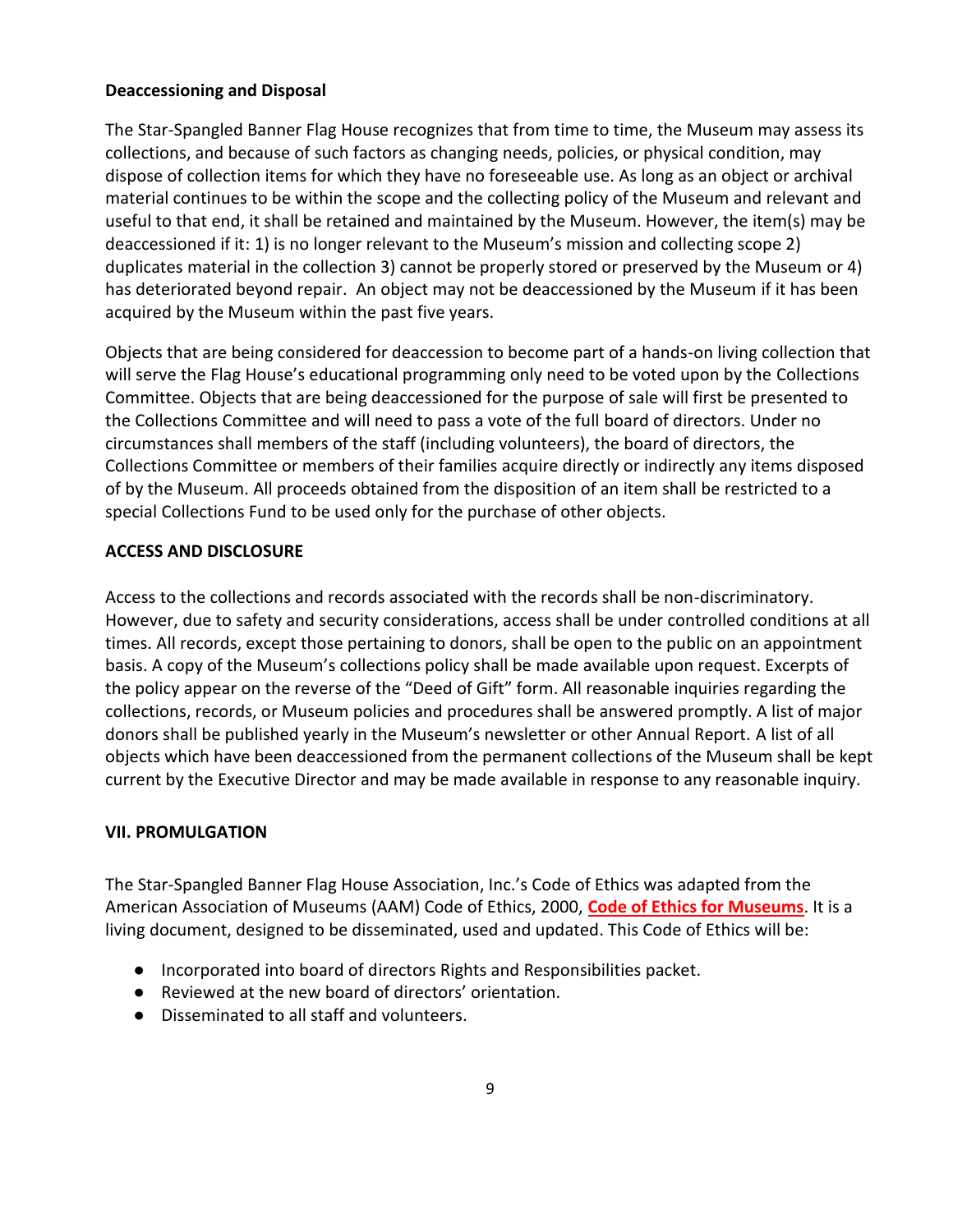**Deaccessioning and Disposal**

The Star-Spangled Banner Flag House recognizes that from time to time, the Museum may assess its collections, and because of such factors as changing needs, policies, or physical condition, may dispose of collection items for which they have no foreseeable use. As long as an object or archival material continues to be within the scope and the collecting policy of the Museum and relevant and useful to that end, it shall be retained and maintained by the Museum. However, the item(s) may be deaccessioned if it: 1) is no longer relevant to the Museum's mission and collecting scope 2) duplicates material in the collection 3) cannot be properly stored or preserved by the Museum or 4) has deteriorated beyond repair. An object may not be deaccessioned by the Museum if it has been acquired by the Museum within the past five years.

Objects that are being considered for deaccession to become part of a hands-on living collection that will serve the Flag House's educational programming only need to be voted upon by the Collections Committee. Objects that are being deaccessioned for the purpose of sale will first be presented to the Collections Committee and will need to pass a vote of the full board of directors. Under no circumstances shall members of the staff (including volunteers), the board of directors, the Collections Committee or members of their families acquire directly or indirectly any items disposed of by the Museum. All proceeds obtained from the disposition of an item shall be restricted to a special Collections Fund to be used only for the purchase of other objects.

**ACCESS AND DISCLOSURE**

Access to the collections and records associated with the records shall be non-discriminatory. However, due to safety and security considerations, access shall be under controlled conditions at all times. All records, except those pertaining to donors, shall be open to the public on an appointment basis. A copy of the Museum's collections policy shall be made available upon request. Excerpts of the policy appear on the reverse of the "Deed of Gift" form. All reasonable inquiries regarding the collections, records, or Museum policies and procedures shall be answered promptly. A list of major donors shall be published yearly in the Museum's newsletter or other Annual Report. A list of all objects which have been deaccessioned from the permanent collections of the Museum shall be kept current by the Executive Director and may be made available in response to any reasonable inquiry.

## VII. PROMULGATION

The Star-Spangled Banner Flag House Association, Inc.'s Code of Ethics was adapted from the American Association of Museums (AAM) Code of Ethics, 2000, **Code of Ethics for Museums**. It is a living document, designed to be disseminated, used and updated. This Code of Ethics will be:

- Incorporated into board of directors Rights and Responsibilities packet.
- Reviewed at the new board of directors' orientation.
- Disseminated to all staff and volunteers.